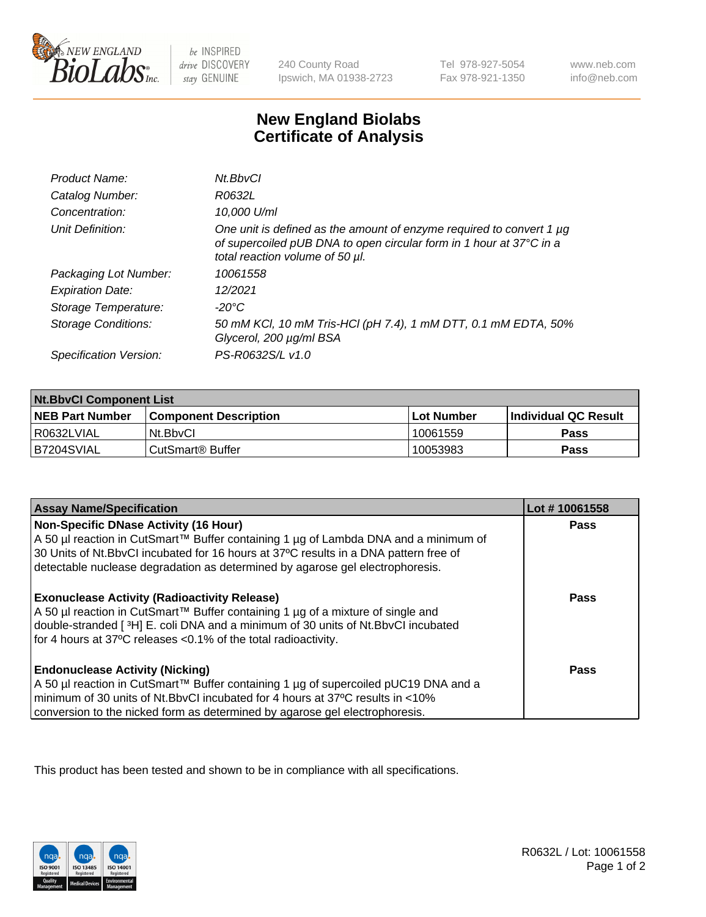# New England Biolabs Certificate of Analysis

| | |
|---|---|
| *Product Name:* | *Nt.BbvCI* |
| *Catalog Number:* | *R0632L* |
| *Concentration:* | *10,000 U/ml* |
| *Unit Definition:* | *One unit is defined as the amount of enzyme required to convert 1 µg of supercoiled pUB DNA to open circular form in 1 hour at 37°C in a total reaction volume of 50 µl.* |
| *Packaging Lot Number:* | *10061558* |
| *Expiration Date:* | *12/2021* |
| *Storage Temperature:* | *-20°C* |
| *Storage Conditions:* | *50 mM KCl, 10 mM Tris-HCl (pH 7.4), 1 mM DTT, 0.1 mM EDTA, 50% Glycerol, 200 µg/ml BSA* |
| *Specification Version:* | *PS-R0632S/L v1.0* |

| Nt.BbvCI Component List | | | |
|---|---|---|---|
| **NEB Part Number** | **Component Description** | **Lot Number** | **Individual QC Result** |
| R0632LVIAL | Nt.BbvCI | 10061559 | **Pass** |
| B7204SVIAL | CutSmart® Buffer | 10053983 | **Pass** |

| Assay Name/Specification | Lot # 10061558 |
|---|---|
| **Non-Specific DNase Activity (16 Hour)** A 50 µl reaction in CutSmart™ Buffer containing 1 µg of Lambda DNA and a minimum of 30 Units of Nt.BbvCI incubated for 16 hours at 37ºC results in a DNA pattern free of detectable nuclease degradation as determined by agarose gel electrophoresis. | **Pass** |
| **Exonuclease Activity (Radioactivity Release)** A 50 µl reaction in CutSmart™ Buffer containing 1 µg of a mixture of single and double-stranded [ $^3$H] E. coli DNA and a minimum of 30 units of Nt.BbvCI incubated for 4 hours at 37ºC releases <0.1% of the total radioactivity. | **Pass** |
| **Endonuclease Activity (Nicking)** A 50 µl reaction in CutSmart™ Buffer containing 1 µg of supercoiled pUC19 DNA and a minimum of 30 units of Nt.BbvCI incubated for 4 hours at 37ºC results in <10% conversion to the nicked form as determined by agarose gel electrophoresis. | **Pass** |

This product has been tested and shown to be in compliance with all specifications.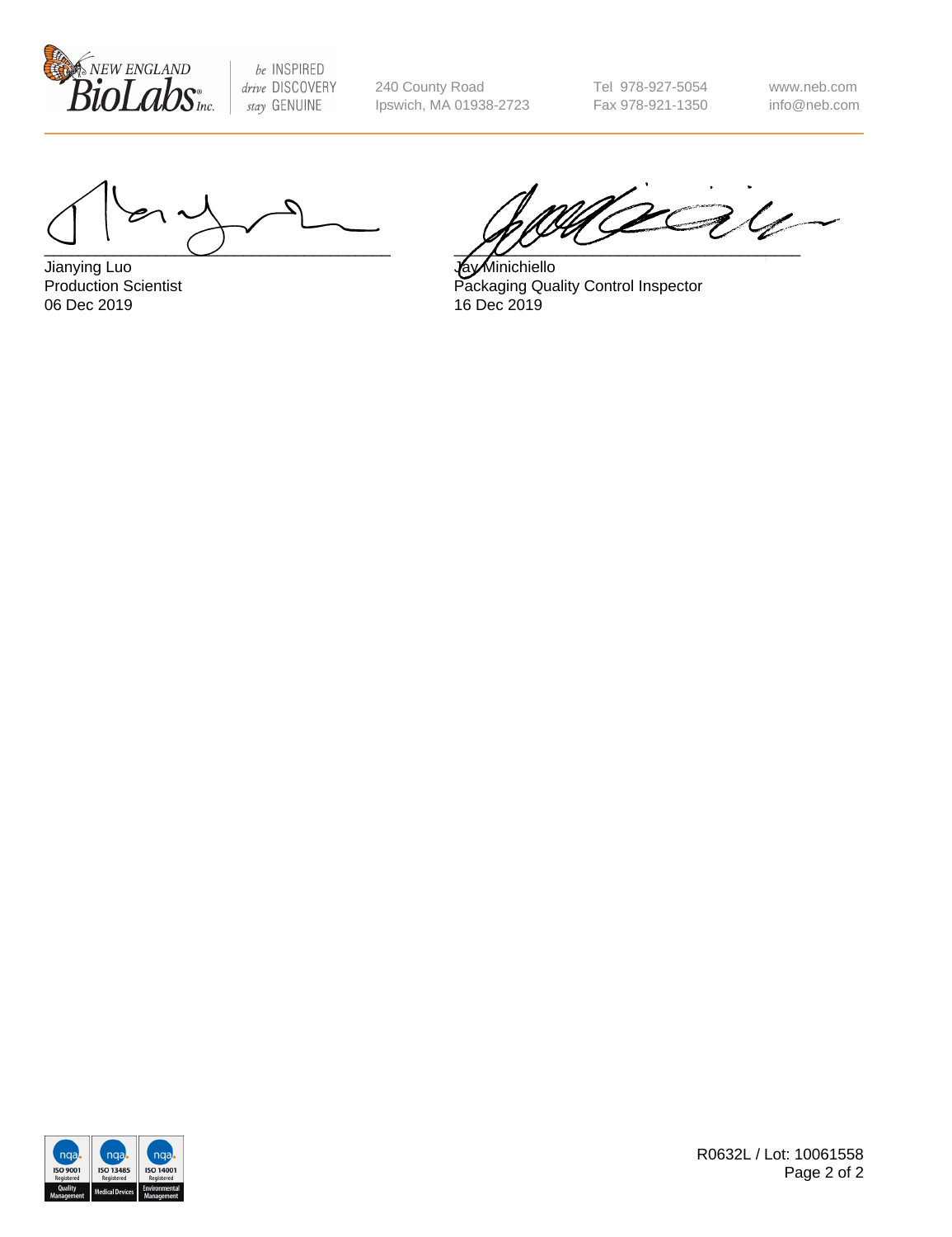Jianying Luo
Production Scientist
06 Dec 2019

Jay Minichiello
Packaging Quality Control Inspector
16 Dec 2019

R0632L / Lot: 10061558